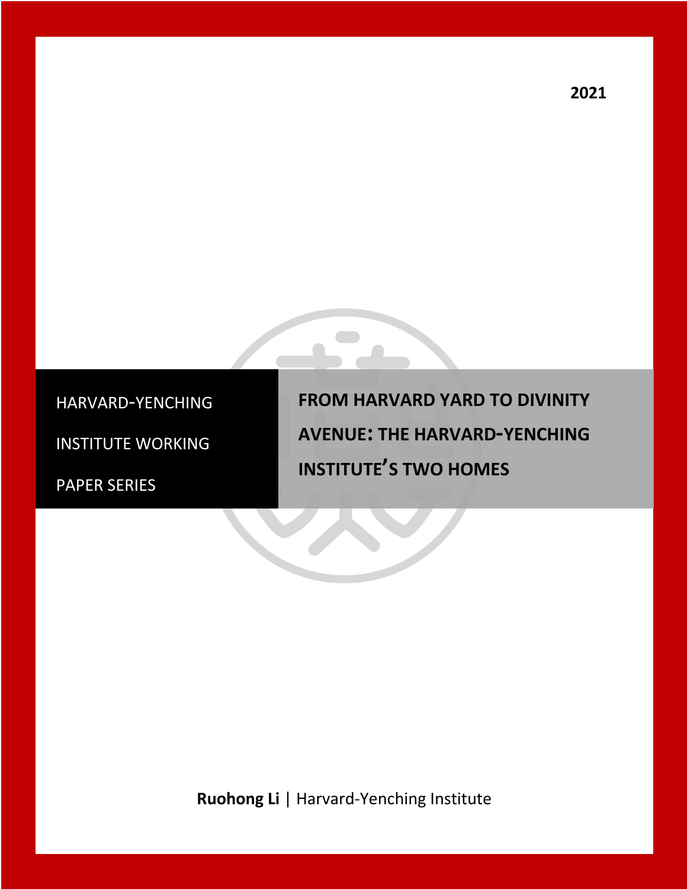2021

HARVARD-YENCHING INSTITUTE WORKING PAPER SERIES

# FROM HARVARD YARD TO DIVINITY AVENUE: THE HARVARD-YENCHING INSTITUTE'S TWO HOMES

**Ruohong Li** | Harvard-Yenching Institute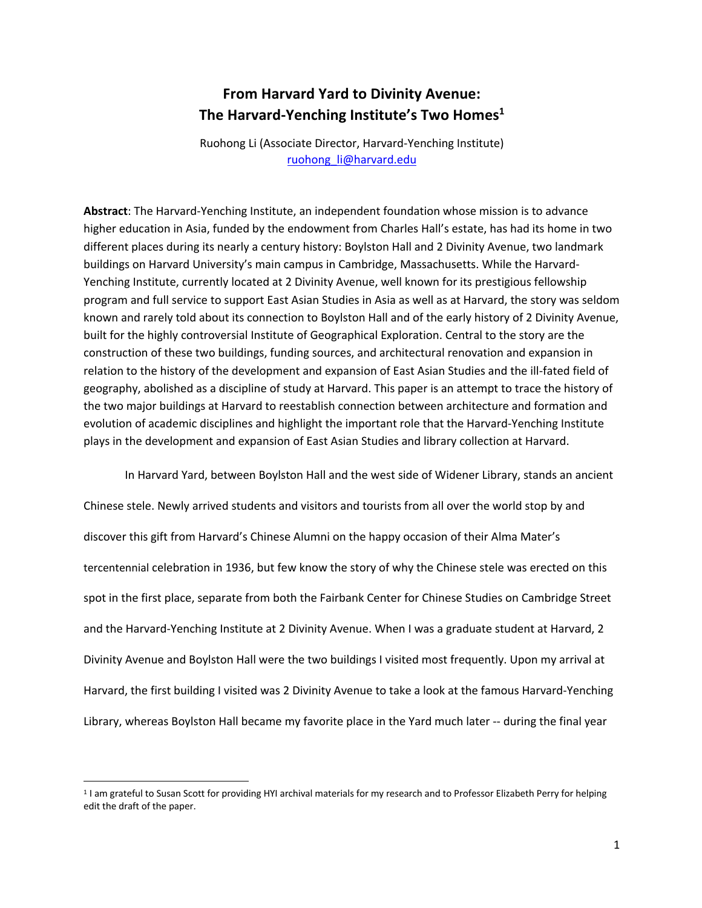# From Harvard Yard to Divinity Avenue: The Harvard-Yenching Institute's Two Homes[1]

Ruohong Li (Associate Director, Harvard-Yenching Institute)
ruohong_li@harvard.edu

**Abstract**: The Harvard-Yenching Institute, an independent foundation whose mission is to advance higher education in Asia, funded by the endowment from Charles Hall's estate, has had its home in two different places during its nearly a century history: Boylston Hall and 2 Divinity Avenue, two landmark buildings on Harvard University's main campus in Cambridge, Massachusetts. While the Harvard-Yenching Institute, currently located at 2 Divinity Avenue, well known for its prestigious fellowship program and full service to support East Asian Studies in Asia as well as at Harvard, the story was seldom known and rarely told about its connection to Boylston Hall and of the early history of 2 Divinity Avenue, built for the highly controversial Institute of Geographical Exploration. Central to the story are the construction of these two buildings, funding sources, and architectural renovation and expansion in relation to the history of the development and expansion of East Asian Studies and the ill-fated field of geography, abolished as a discipline of study at Harvard. This paper is an attempt to trace the history of the two major buildings at Harvard to reestablish connection between architecture and formation and evolution of academic disciplines and highlight the important role that the Harvard-Yenching Institute plays in the development and expansion of East Asian Studies and library collection at Harvard.

In Harvard Yard, between Boylston Hall and the west side of Widener Library, stands an ancient Chinese stele. Newly arrived students and visitors and tourists from all over the world stop by and discover this gift from Harvard's Chinese Alumni on the happy occasion of their Alma Mater's tercentennial celebration in 1936, but few know the story of why the Chinese stele was erected on this spot in the first place, separate from both the Fairbank Center for Chinese Studies on Cambridge Street and the Harvard-Yenching Institute at 2 Divinity Avenue. When I was a graduate student at Harvard, 2 Divinity Avenue and Boylston Hall were the two buildings I visited most frequently. Upon my arrival at Harvard, the first building I visited was 2 Divinity Avenue to take a look at the famous Harvard-Yenching Library, whereas Boylston Hall became my favorite place in the Yard much later -- during the final year

[1] I am grateful to Susan Scott for providing HYI archival materials for my research and to Professor Elizabeth Perry for helping edit the draft of the paper.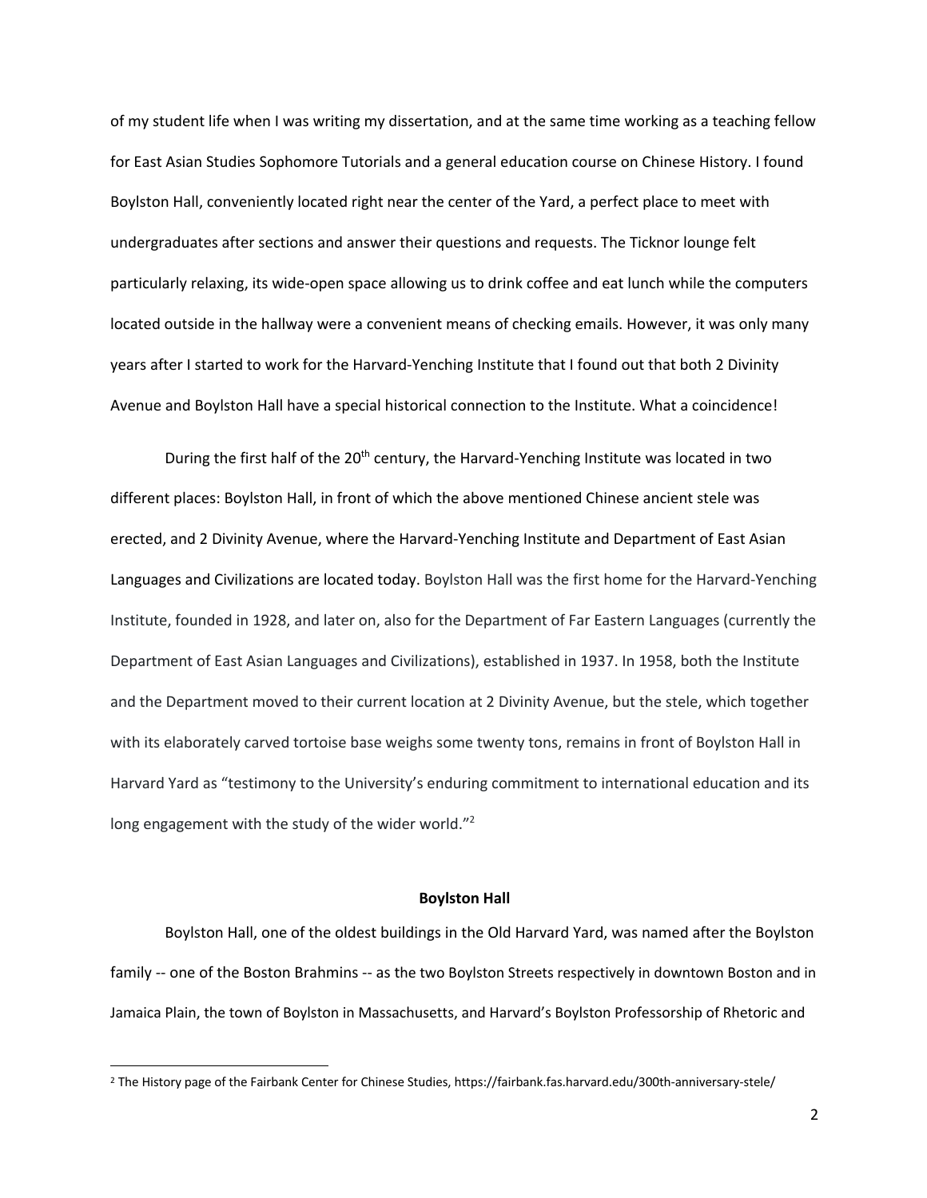of my student life when I was writing my dissertation, and at the same time working as a teaching fellow for East Asian Studies Sophomore Tutorials and a general education course on Chinese History. I found Boylston Hall, conveniently located right near the center of the Yard, a perfect place to meet with undergraduates after sections and answer their questions and requests. The Ticknor lounge felt particularly relaxing, its wide-open space allowing us to drink coffee and eat lunch while the computers located outside in the hallway were a convenient means of checking emails. However, it was only many years after I started to work for the Harvard-Yenching Institute that I found out that both 2 Divinity Avenue and Boylston Hall have a special historical connection to the Institute. What a coincidence!

During the first half of the 20th century, the Harvard-Yenching Institute was located in two different places: Boylston Hall, in front of which the above mentioned Chinese ancient stele was erected, and 2 Divinity Avenue, where the Harvard-Yenching Institute and Department of East Asian Languages and Civilizations are located today. Boylston Hall was the first home for the Harvard-Yenching Institute, founded in 1928, and later on, also for the Department of Far Eastern Languages (currently the Department of East Asian Languages and Civilizations), established in 1937. In 1958, both the Institute and the Department moved to their current location at 2 Divinity Avenue, but the stele, which together with its elaborately carved tortoise base weighs some twenty tons, remains in front of Boylston Hall in Harvard Yard as "testimony to the University's enduring commitment to international education and its long engagement with the study of the wider world."[2]

**Boylston Hall**

Boylston Hall, one of the oldest buildings in the Old Harvard Yard, was named after the Boylston family -- one of the Boston Brahmins -- as the two Boylston Streets respectively in downtown Boston and in Jamaica Plain, the town of Boylston in Massachusetts, and Harvard's Boylston Professorship of Rhetoric and

[2] The History page of the Fairbank Center for Chinese Studies, https://fairbank.fas.harvard.edu/300th-anniversary-stele/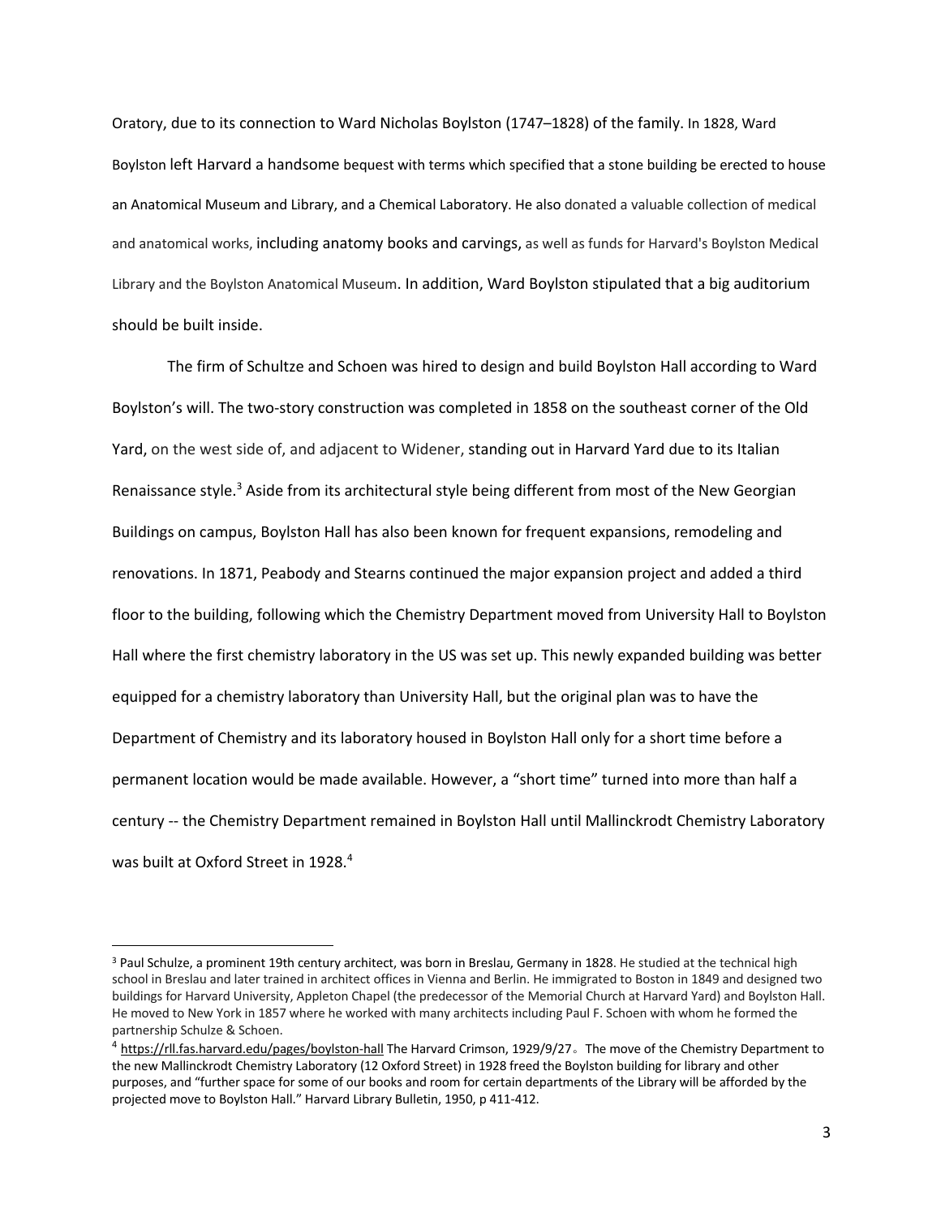Oratory, due to its connection to Ward Nicholas Boylston (1747–1828) of the family. In 1828, Ward Boylston left Harvard a handsome bequest with terms which specified that a stone building be erected to house an Anatomical Museum and Library, and a Chemical Laboratory. He also donated a valuable collection of medical and anatomical works, including anatomy books and carvings, as well as funds for Harvard's Boylston Medical Library and the Boylston Anatomical Museum. In addition, Ward Boylston stipulated that a big auditorium should be built inside.

The firm of Schultze and Schoen was hired to design and build Boylston Hall according to Ward Boylston's will. The two-story construction was completed in 1858 on the southeast corner of the Old Yard, on the west side of, and adjacent to Widener, standing out in Harvard Yard due to its Italian Renaissance style.[3] Aside from its architectural style being different from most of the New Georgian Buildings on campus, Boylston Hall has also been known for frequent expansions, remodeling and renovations. In 1871, Peabody and Stearns continued the major expansion project and added a third floor to the building, following which the Chemistry Department moved from University Hall to Boylston Hall where the first chemistry laboratory in the US was set up. This newly expanded building was better equipped for a chemistry laboratory than University Hall, but the original plan was to have the Department of Chemistry and its laboratory housed in Boylston Hall only for a short time before a permanent location would be made available. However, a "short time" turned into more than half a century -- the Chemistry Department remained in Boylston Hall until Mallinckrodt Chemistry Laboratory was built at Oxford Street in 1928.[4]

---

[3] Paul Schulze, a prominent 19th century architect, was born in Breslau, Germany in 1828. He studied at the technical high school in Breslau and later trained in architect offices in Vienna and Berlin. He immigrated to Boston in 1849 and designed two buildings for Harvard University, Appleton Chapel (the predecessor of the Memorial Church at Harvard Yard) and Boylston Hall. He moved to New York in 1857 where he worked with many architects including Paul F. Schoen with whom he formed the partnership Schulze & Schoen.

[4] https://rll.fas.harvard.edu/pages/boylston-hall The Harvard Crimson, 1929/9/27。The move of the Chemistry Department to the new Mallinckrodt Chemistry Laboratory (12 Oxford Street) in 1928 freed the Boylston building for library and other purposes, and "further space for some of our books and room for certain departments of the Library will be afforded by the projected move to Boylston Hall." Harvard Library Bulletin, 1950, p 411-412.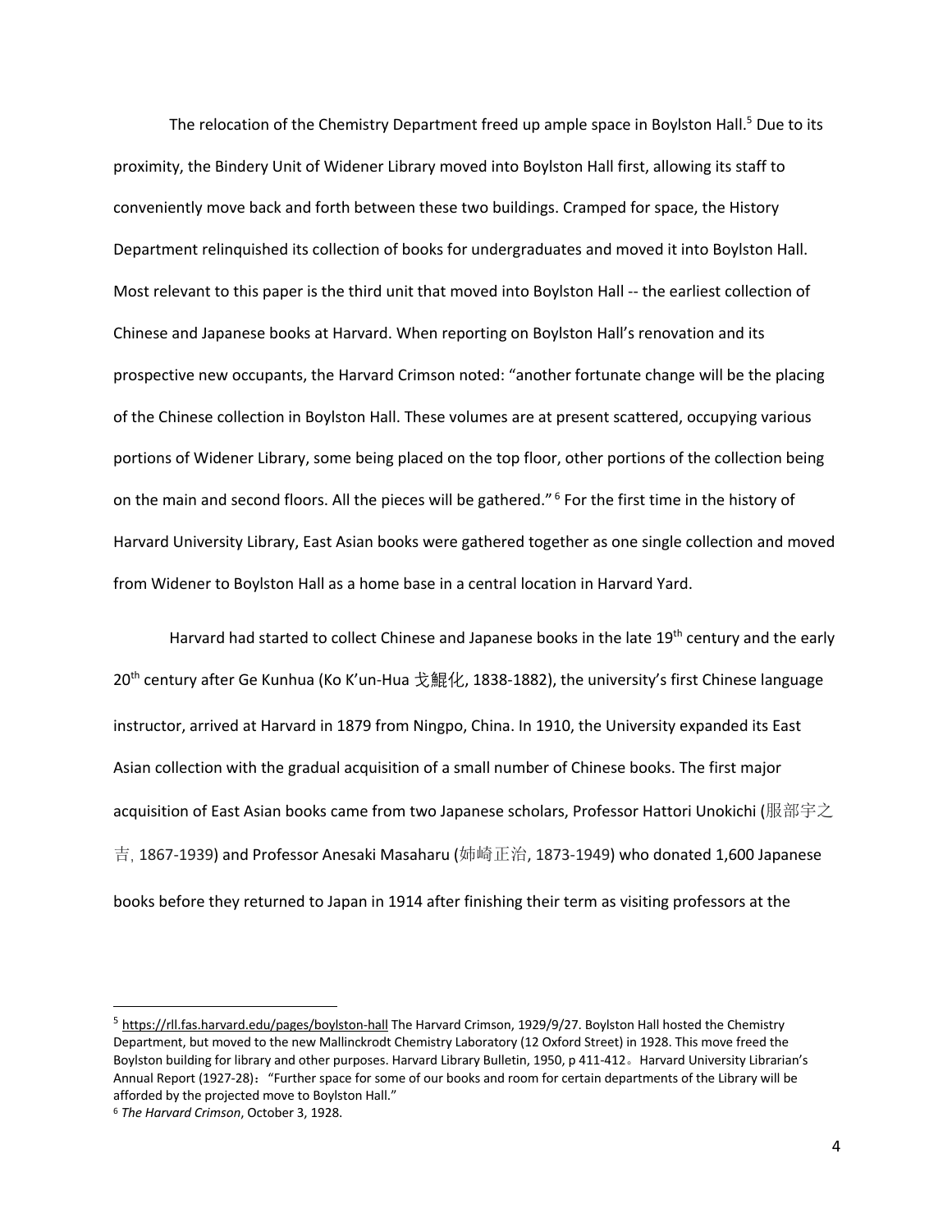The relocation of the Chemistry Department freed up ample space in Boylston Hall.[5] Due to its proximity, the Bindery Unit of Widener Library moved into Boylston Hall first, allowing its staff to conveniently move back and forth between these two buildings. Cramped for space, the History Department relinquished its collection of books for undergraduates and moved it into Boylston Hall. Most relevant to this paper is the third unit that moved into Boylston Hall -- the earliest collection of Chinese and Japanese books at Harvard. When reporting on Boylston Hall's renovation and its prospective new occupants, the Harvard Crimson noted: "another fortunate change will be the placing of the Chinese collection in Boylston Hall. These volumes are at present scattered, occupying various portions of Widener Library, some being placed on the top floor, other portions of the collection being on the main and second floors. All the pieces will be gathered." [6] For the first time in the history of Harvard University Library, East Asian books were gathered together as one single collection and moved from Widener to Boylston Hall as a home base in a central location in Harvard Yard.

Harvard had started to collect Chinese and Japanese books in the late 19th century and the early 20th century after Ge Kunhua (Ko K'un-Hua 戈鯤化, 1838-1882), the university's first Chinese language instructor, arrived at Harvard in 1879 from Ningpo, China. In 1910, the University expanded its East Asian collection with the gradual acquisition of a small number of Chinese books. The first major acquisition of East Asian books came from two Japanese scholars, Professor Hattori Unokichi (服部宇之吉, 1867-1939) and Professor Anesaki Masaharu (姉崎正治, 1873-1949) who donated 1,600 Japanese books before they returned to Japan in 1914 after finishing their term as visiting professors at the

---

[5] https://rll.fas.harvard.edu/pages/boylston-hall The Harvard Crimson, 1929/9/27. Boylston Hall hosted the Chemistry Department, but moved to the new Mallinckrodt Chemistry Laboratory (12 Oxford Street) in 1928. This move freed the Boylston building for library and other purposes. Harvard Library Bulletin, 1950, p 411-412。Harvard University Librarian's Annual Report (1927-28)："Further space for some of our books and room for certain departments of the Library will be afforded by the projected move to Boylston Hall."

[6] *The Harvard Crimson*, October 3, 1928.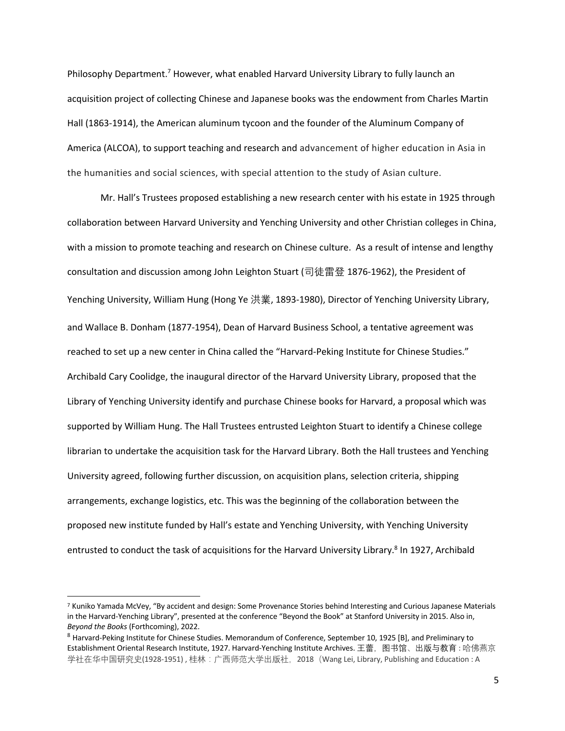Philosophy Department.[7] However, what enabled Harvard University Library to fully launch an acquisition project of collecting Chinese and Japanese books was the endowment from Charles Martin Hall (1863-1914), the American aluminum tycoon and the founder of the Aluminum Company of America (ALCOA), to support teaching and research and advancement of higher education in Asia in the humanities and social sciences, with special attention to the study of Asian culture.

Mr. Hall's Trustees proposed establishing a new research center with his estate in 1925 through collaboration between Harvard University and Yenching University and other Christian colleges in China, with a mission to promote teaching and research on Chinese culture. As a result of intense and lengthy consultation and discussion among John Leighton Stuart (司徒雷登 1876-1962), the President of Yenching University, William Hung (Hong Ye 洪業, 1893-1980), Director of Yenching University Library, and Wallace B. Donham (1877-1954), Dean of Harvard Business School, a tentative agreement was reached to set up a new center in China called the "Harvard-Peking Institute for Chinese Studies." Archibald Cary Coolidge, the inaugural director of the Harvard University Library, proposed that the Library of Yenching University identify and purchase Chinese books for Harvard, a proposal which was supported by William Hung. The Hall Trustees entrusted Leighton Stuart to identify a Chinese college librarian to undertake the acquisition task for the Harvard Library. Both the Hall trustees and Yenching University agreed, following further discussion, on acquisition plans, selection criteria, shipping arrangements, exchange logistics, etc. This was the beginning of the collaboration between the proposed new institute funded by Hall's estate and Yenching University, with Yenching University entrusted to conduct the task of acquisitions for the Harvard University Library.[8] In 1927, Archibald

---

[7] Kuniko Yamada McVey, "By accident and design: Some Provenance Stories behind Interesting and Curious Japanese Materials in the Harvard-Yenching Library", presented at the conference "Beyond the Book" at Stanford University in 2015. Also in, *Beyond the Books* (Forthcoming), 2022.

[8] Harvard-Peking Institute for Chinese Studies. Memorandum of Conference, September 10, 1925 [B], and Preliminary to Establishment Oriental Research Institute, 1927. Harvard-Yenching Institute Archives. 王蕾，图书馆、出版与教育 : 哈佛燕京学社在华中国研究史(1928-1951) , 桂林：广西师范大学出版社，2018（Wang Lei, Library, Publishing and Education : A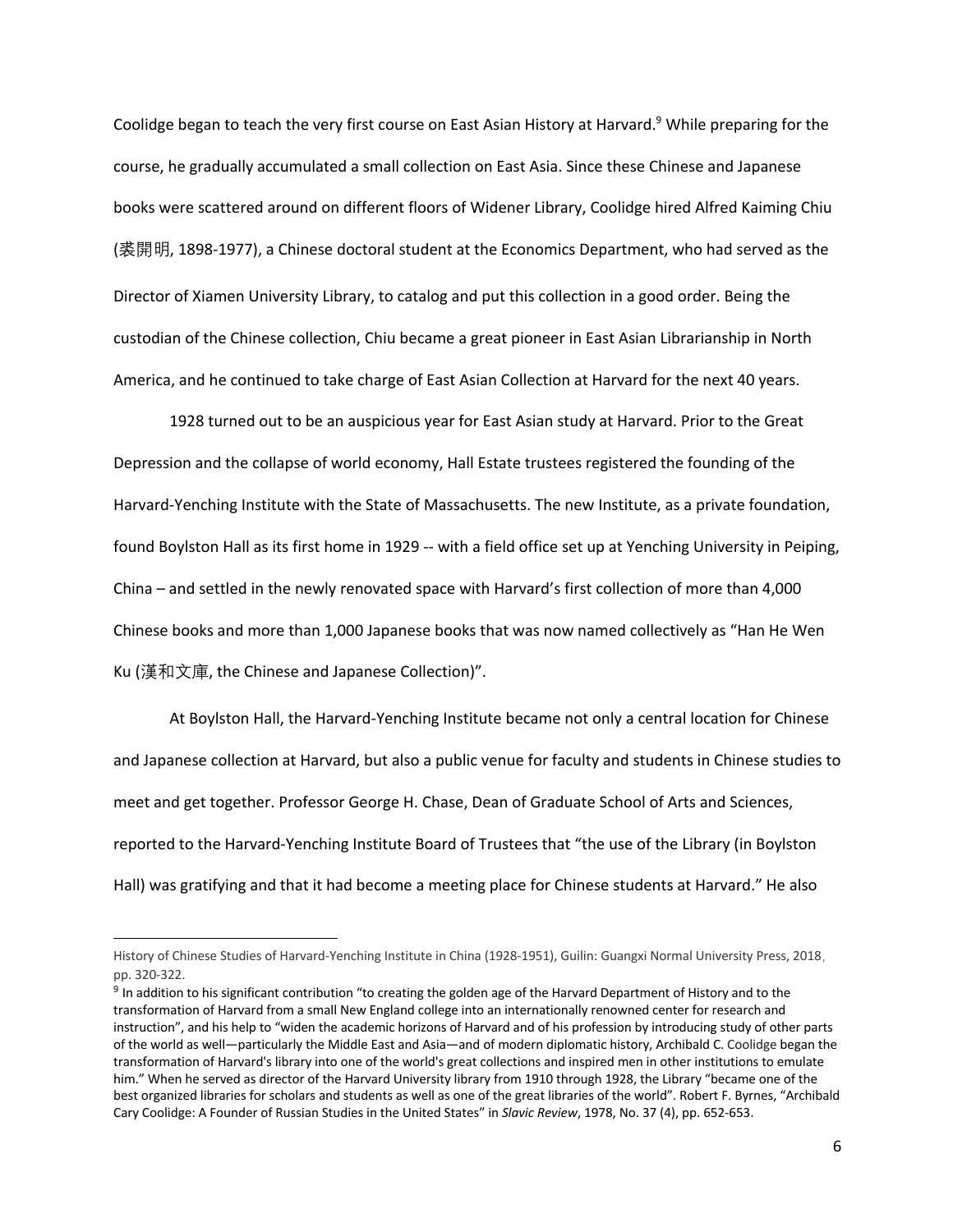Coolidge began to teach the very first course on East Asian History at Harvard.[9] While preparing for the course, he gradually accumulated a small collection on East Asia. Since these Chinese and Japanese books were scattered around on different floors of Widener Library, Coolidge hired Alfred Kaiming Chiu (裘開明, 1898-1977), a Chinese doctoral student at the Economics Department, who had served as the Director of Xiamen University Library, to catalog and put this collection in a good order. Being the custodian of the Chinese collection, Chiu became a great pioneer in East Asian Librarianship in North America, and he continued to take charge of East Asian Collection at Harvard for the next 40 years.

1928 turned out to be an auspicious year for East Asian study at Harvard. Prior to the Great Depression and the collapse of world economy, Hall Estate trustees registered the founding of the Harvard-Yenching Institute with the State of Massachusetts. The new Institute, as a private foundation, found Boylston Hall as its first home in 1929 -- with a field office set up at Yenching University in Peiping, China – and settled in the newly renovated space with Harvard's first collection of more than 4,000 Chinese books and more than 1,000 Japanese books that was now named collectively as "Han He Wen Ku (漢和文庫, the Chinese and Japanese Collection)".

At Boylston Hall, the Harvard-Yenching Institute became not only a central location for Chinese and Japanese collection at Harvard, but also a public venue for faculty and students in Chinese studies to meet and get together. Professor George H. Chase, Dean of Graduate School of Arts and Sciences, reported to the Harvard-Yenching Institute Board of Trustees that "the use of the Library (in Boylston Hall) was gratifying and that it had become a meeting place for Chinese students at Harvard." He also

---

History of Chinese Studies of Harvard-Yenching Institute in China (1928-1951), Guilin: Guangxi Normal University Press, 2018, pp. 320-322.

[9] In addition to his significant contribution "to creating the golden age of the Harvard Department of History and to the transformation of Harvard from a small New England college into an internationally renowned center for research and instruction", and his help to "widen the academic horizons of Harvard and of his profession by introducing study of other parts of the world as well—particularly the Middle East and Asia—and of modern diplomatic history, Archibald C. Coolidge began the transformation of Harvard's library into one of the world's great collections and inspired men in other institutions to emulate him." When he served as director of the Harvard University library from 1910 through 1928, the Library "became one of the best organized libraries for scholars and students as well as one of the great libraries of the world". Robert F. Byrnes, "Archibald Cary Coolidge: A Founder of Russian Studies in the United States" in *Slavic Review*, 1978, No. 37 (4), pp. 652-653.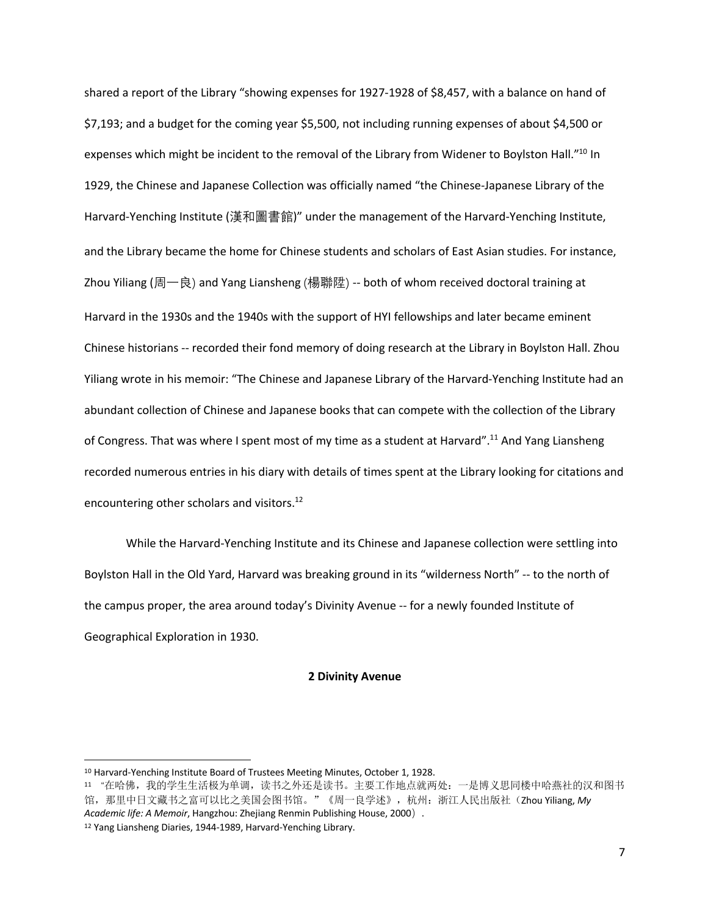shared a report of the Library "showing expenses for 1927-1928 of $8,457, with a balance on hand of $7,193; and a budget for the coming year $5,500, not including running expenses of about $4,500 or expenses which might be incident to the removal of the Library from Widener to Boylston Hall."[10] In 1929, the Chinese and Japanese Collection was officially named "the Chinese-Japanese Library of the Harvard-Yenching Institute (漢和圖書館)" under the management of the Harvard-Yenching Institute, and the Library became the home for Chinese students and scholars of East Asian studies. For instance, Zhou Yiliang (周一良) and Yang Liansheng (楊聯陞) -- both of whom received doctoral training at Harvard in the 1930s and the 1940s with the support of HYI fellowships and later became eminent Chinese historians -- recorded their fond memory of doing research at the Library in Boylston Hall. Zhou Yiliang wrote in his memoir: "The Chinese and Japanese Library of the Harvard-Yenching Institute had an abundant collection of Chinese and Japanese books that can compete with the collection of the Library of Congress. That was where I spent most of my time as a student at Harvard".[11] And Yang Liansheng recorded numerous entries in his diary with details of times spent at the Library looking for citations and encountering other scholars and visitors.[12]

While the Harvard-Yenching Institute and its Chinese and Japanese collection were settling into Boylston Hall in the Old Yard, Harvard was breaking ground in its "wilderness North" -- to the north of the campus proper, the area around today's Divinity Avenue -- for a newly founded Institute of Geographical Exploration in 1930.

**2 Divinity Avenue**

---

[10] Harvard-Yenching Institute Board of Trustees Meeting Minutes, October 1, 1928.

[11] "在哈佛，我的学生生活极为单调，读书之外还是读书。主要工作地点就两处：一是博义思同楼中哈燕社的汉和图书馆，那里中日文藏书之富可以比之美国会图书馆。"《周一良学述》，杭州：浙江人民出版社（Zhou Yiliang, *My Academic life: A Memoir*, Hangzhou: Zhejiang Renmin Publishing House, 2000）.

[12] Yang Liansheng Diaries, 1944-1989, Harvard-Yenching Library.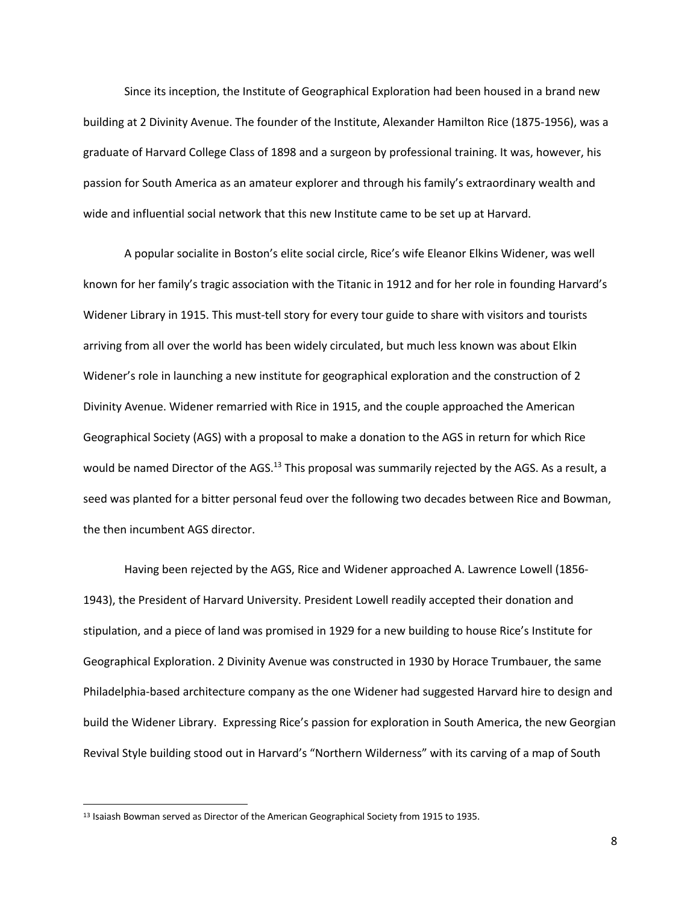Since its inception, the Institute of Geographical Exploration had been housed in a brand new building at 2 Divinity Avenue. The founder of the Institute, Alexander Hamilton Rice (1875-1956), was a graduate of Harvard College Class of 1898 and a surgeon by professional training. It was, however, his passion for South America as an amateur explorer and through his family's extraordinary wealth and wide and influential social network that this new Institute came to be set up at Harvard.

A popular socialite in Boston's elite social circle, Rice's wife Eleanor Elkins Widener, was well known for her family's tragic association with the Titanic in 1912 and for her role in founding Harvard's Widener Library in 1915. This must-tell story for every tour guide to share with visitors and tourists arriving from all over the world has been widely circulated, but much less known was about Elkin Widener's role in launching a new institute for geographical exploration and the construction of 2 Divinity Avenue. Widener remarried with Rice in 1915, and the couple approached the American Geographical Society (AGS) with a proposal to make a donation to the AGS in return for which Rice would be named Director of the AGS.[13] This proposal was summarily rejected by the AGS. As a result, a seed was planted for a bitter personal feud over the following two decades between Rice and Bowman, the then incumbent AGS director.

Having been rejected by the AGS, Rice and Widener approached A. Lawrence Lowell (1856-1943), the President of Harvard University. President Lowell readily accepted their donation and stipulation, and a piece of land was promised in 1929 for a new building to house Rice's Institute for Geographical Exploration. 2 Divinity Avenue was constructed in 1930 by Horace Trumbauer, the same Philadelphia-based architecture company as the one Widener had suggested Harvard hire to design and build the Widener Library. Expressing Rice's passion for exploration in South America, the new Georgian Revival Style building stood out in Harvard's "Northern Wilderness" with its carving of a map of South

[13] Isaiash Bowman served as Director of the American Geographical Society from 1915 to 1935.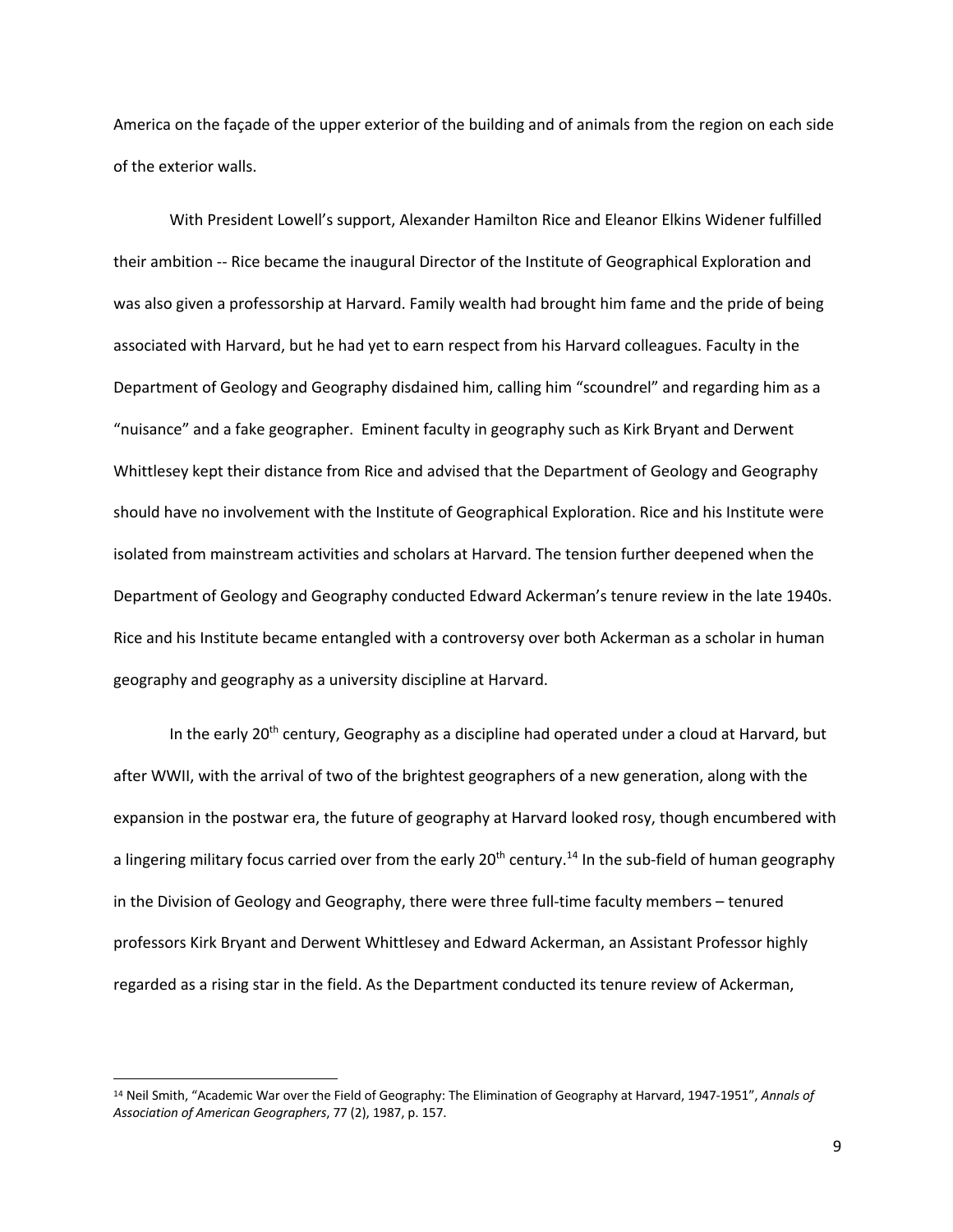America on the façade of the upper exterior of the building and of animals from the region on each side of the exterior walls.

With President Lowell's support, Alexander Hamilton Rice and Eleanor Elkins Widener fulfilled their ambition -- Rice became the inaugural Director of the Institute of Geographical Exploration and was also given a professorship at Harvard. Family wealth had brought him fame and the pride of being associated with Harvard, but he had yet to earn respect from his Harvard colleagues. Faculty in the Department of Geology and Geography disdained him, calling him "scoundrel" and regarding him as a "nuisance" and a fake geographer. Eminent faculty in geography such as Kirk Bryant and Derwent Whittlesey kept their distance from Rice and advised that the Department of Geology and Geography should have no involvement with the Institute of Geographical Exploration. Rice and his Institute were isolated from mainstream activities and scholars at Harvard. The tension further deepened when the Department of Geology and Geography conducted Edward Ackerman's tenure review in the late 1940s. Rice and his Institute became entangled with a controversy over both Ackerman as a scholar in human geography and geography as a university discipline at Harvard.

In the early 20th century, Geography as a discipline had operated under a cloud at Harvard, but after WWII, with the arrival of two of the brightest geographers of a new generation, along with the expansion in the postwar era, the future of geography at Harvard looked rosy, though encumbered with a lingering military focus carried over from the early 20th century.[14] In the sub-field of human geography in the Division of Geology and Geography, there were three full-time faculty members – tenured professors Kirk Bryant and Derwent Whittlesey and Edward Ackerman, an Assistant Professor highly regarded as a rising star in the field. As the Department conducted its tenure review of Ackerman,

[14] Neil Smith, "Academic War over the Field of Geography: The Elimination of Geography at Harvard, 1947-1951", *Annals of Association of American Geographers*, 77 (2), 1987, p. 157.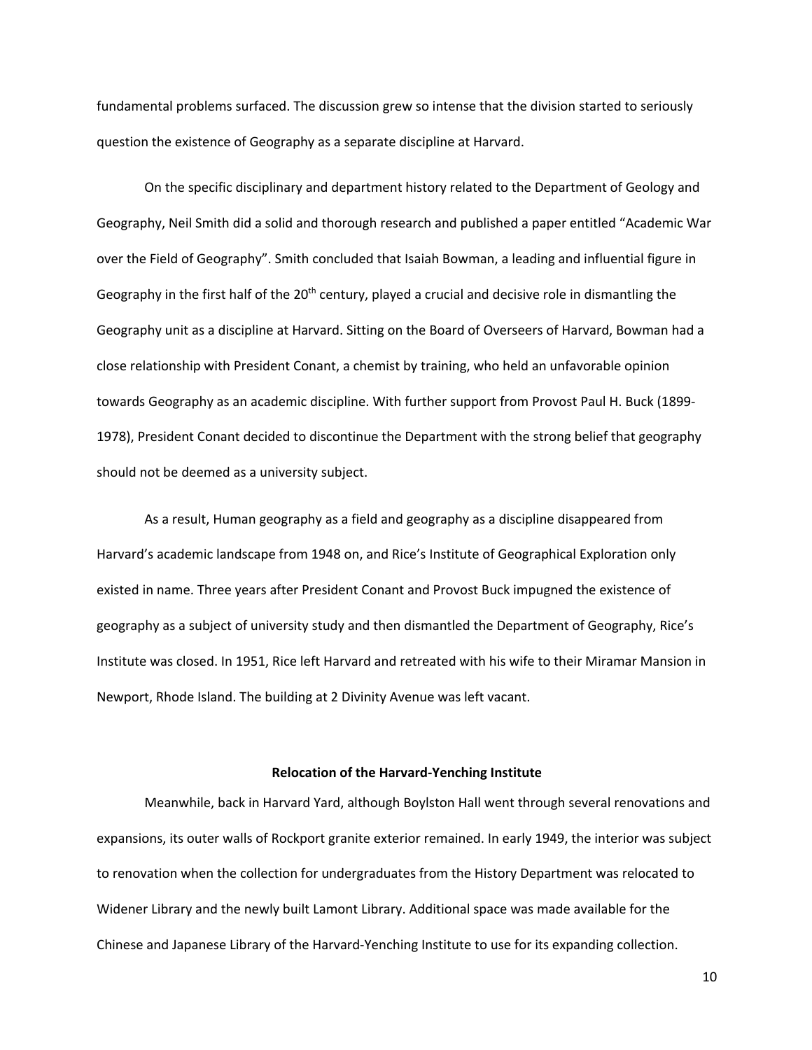fundamental problems surfaced. The discussion grew so intense that the division started to seriously question the existence of Geography as a separate discipline at Harvard.

On the specific disciplinary and department history related to the Department of Geology and Geography, Neil Smith did a solid and thorough research and published a paper entitled "Academic War over the Field of Geography". Smith concluded that Isaiah Bowman, a leading and influential figure in Geography in the first half of the 20th century, played a crucial and decisive role in dismantling the Geography unit as a discipline at Harvard. Sitting on the Board of Overseers of Harvard, Bowman had a close relationship with President Conant, a chemist by training, who held an unfavorable opinion towards Geography as an academic discipline. With further support from Provost Paul H. Buck (1899-1978), President Conant decided to discontinue the Department with the strong belief that geography should not be deemed as a university subject.

As a result, Human geography as a field and geography as a discipline disappeared from Harvard's academic landscape from 1948 on, and Rice's Institute of Geographical Exploration only existed in name. Three years after President Conant and Provost Buck impugned the existence of geography as a subject of university study and then dismantled the Department of Geography, Rice's Institute was closed. In 1951, Rice left Harvard and retreated with his wife to their Miramar Mansion in Newport, Rhode Island. The building at 2 Divinity Avenue was left vacant.

## Relocation of the Harvard-Yenching Institute

Meanwhile, back in Harvard Yard, although Boylston Hall went through several renovations and expansions, its outer walls of Rockport granite exterior remained. In early 1949, the interior was subject to renovation when the collection for undergraduates from the History Department was relocated to Widener Library and the newly built Lamont Library. Additional space was made available for the Chinese and Japanese Library of the Harvard-Yenching Institute to use for its expanding collection.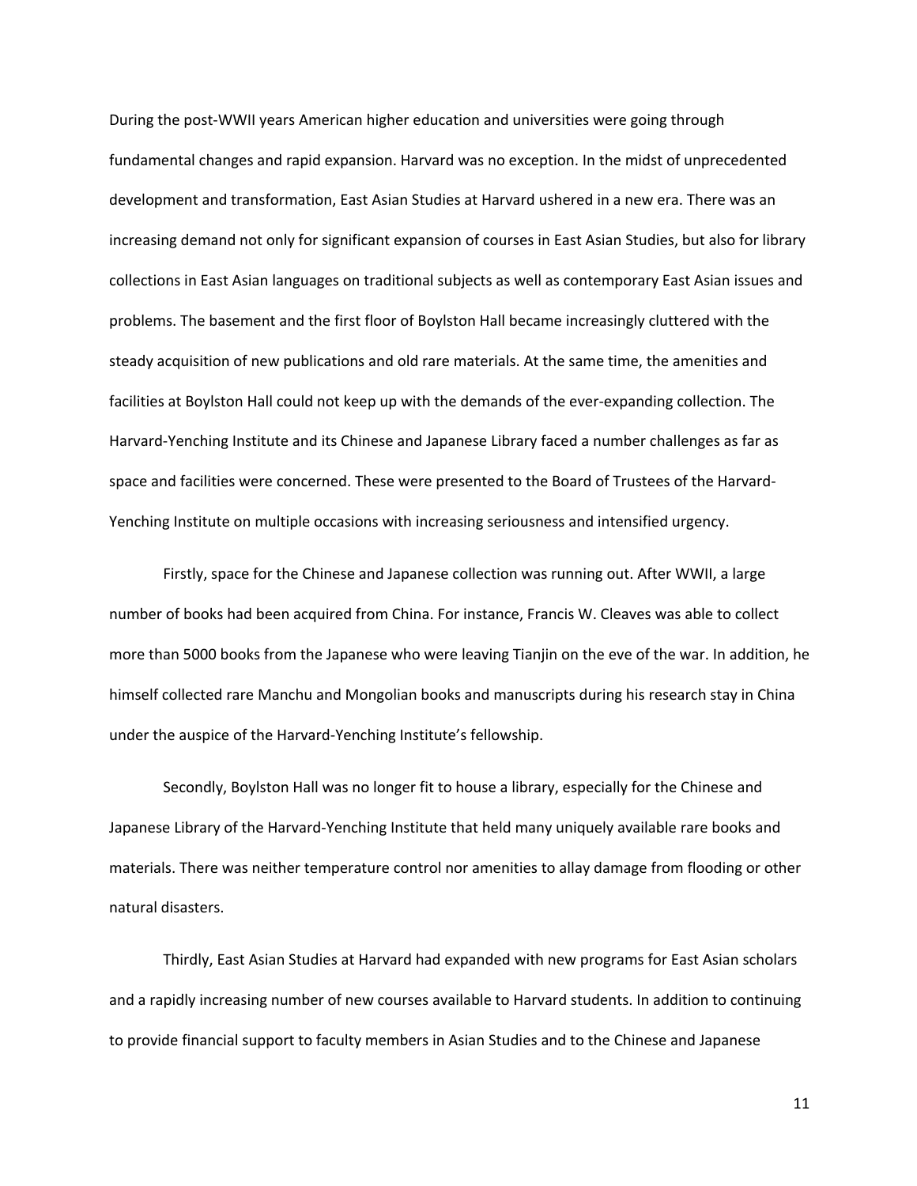During the post-WWII years American higher education and universities were going through fundamental changes and rapid expansion. Harvard was no exception. In the midst of unprecedented development and transformation, East Asian Studies at Harvard ushered in a new era. There was an increasing demand not only for significant expansion of courses in East Asian Studies, but also for library collections in East Asian languages on traditional subjects as well as contemporary East Asian issues and problems. The basement and the first floor of Boylston Hall became increasingly cluttered with the steady acquisition of new publications and old rare materials. At the same time, the amenities and facilities at Boylston Hall could not keep up with the demands of the ever-expanding collection. The Harvard-Yenching Institute and its Chinese and Japanese Library faced a number challenges as far as space and facilities were concerned. These were presented to the Board of Trustees of the Harvard-Yenching Institute on multiple occasions with increasing seriousness and intensified urgency.

Firstly, space for the Chinese and Japanese collection was running out. After WWII, a large number of books had been acquired from China. For instance, Francis W. Cleaves was able to collect more than 5000 books from the Japanese who were leaving Tianjin on the eve of the war. In addition, he himself collected rare Manchu and Mongolian books and manuscripts during his research stay in China under the auspice of the Harvard-Yenching Institute's fellowship.

Secondly, Boylston Hall was no longer fit to house a library, especially for the Chinese and Japanese Library of the Harvard-Yenching Institute that held many uniquely available rare books and materials. There was neither temperature control nor amenities to allay damage from flooding or other natural disasters.

Thirdly, East Asian Studies at Harvard had expanded with new programs for East Asian scholars and a rapidly increasing number of new courses available to Harvard students. In addition to continuing to provide financial support to faculty members in Asian Studies and to the Chinese and Japanese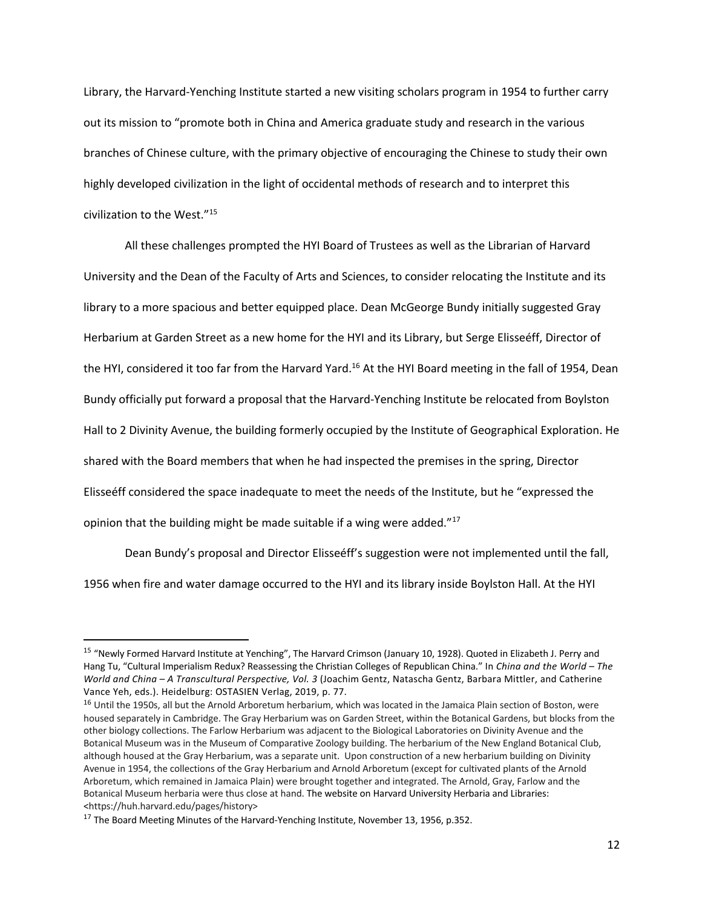Library, the Harvard-Yenching Institute started a new visiting scholars program in 1954 to further carry out its mission to "promote both in China and America graduate study and research in the various branches of Chinese culture, with the primary objective of encouraging the Chinese to study their own highly developed civilization in the light of occidental methods of research and to interpret this civilization to the West."[15]

All these challenges prompted the HYI Board of Trustees as well as the Librarian of Harvard University and the Dean of the Faculty of Arts and Sciences, to consider relocating the Institute and its library to a more spacious and better equipped place. Dean McGeorge Bundy initially suggested Gray Herbarium at Garden Street as a new home for the HYI and its Library, but Serge Elisseéff, Director of the HYI, considered it too far from the Harvard Yard.[16] At the HYI Board meeting in the fall of 1954, Dean Bundy officially put forward a proposal that the Harvard-Yenching Institute be relocated from Boylston Hall to 2 Divinity Avenue, the building formerly occupied by the Institute of Geographical Exploration. He shared with the Board members that when he had inspected the premises in the spring, Director Elisseéff considered the space inadequate to meet the needs of the Institute, but he "expressed the opinion that the building might be made suitable if a wing were added."[17]

Dean Bundy's proposal and Director Elisseéff's suggestion were not implemented until the fall, 1956 when fire and water damage occurred to the HYI and its library inside Boylston Hall. At the HYI

---

[15] "Newly Formed Harvard Institute at Yenching", The Harvard Crimson (January 10, 1928). Quoted in Elizabeth J. Perry and Hang Tu, "Cultural Imperialism Redux? Reassessing the Christian Colleges of Republican China." In *China and the World – The World and China – A Transcultural Perspective, Vol. 3* (Joachim Gentz, Natascha Gentz, Barbara Mittler, and Catherine Vance Yeh, eds.). Heidelburg: OSTASIEN Verlag, 2019, p. 77.

[16] Until the 1950s, all but the Arnold Arboretum herbarium, which was located in the Jamaica Plain section of Boston, were housed separately in Cambridge. The Gray Herbarium was on Garden Street, within the Botanical Gardens, but blocks from the other biology collections. The Farlow Herbarium was adjacent to the Biological Laboratories on Divinity Avenue and the Botanical Museum was in the Museum of Comparative Zoology building. The herbarium of the New England Botanical Club, although housed at the Gray Herbarium, was a separate unit. Upon construction of a new herbarium building on Divinity Avenue in 1954, the collections of the Gray Herbarium and Arnold Arboretum (except for cultivated plants of the Arnold Arboretum, which remained in Jamaica Plain) were brought together and integrated. The Arnold, Gray, Farlow and the Botanical Museum herbaria were thus close at hand. The website on Harvard University Herbaria and Libraries: <https://huh.harvard.edu/pages/history>

[17] The Board Meeting Minutes of the Harvard-Yenching Institute, November 13, 1956, p.352.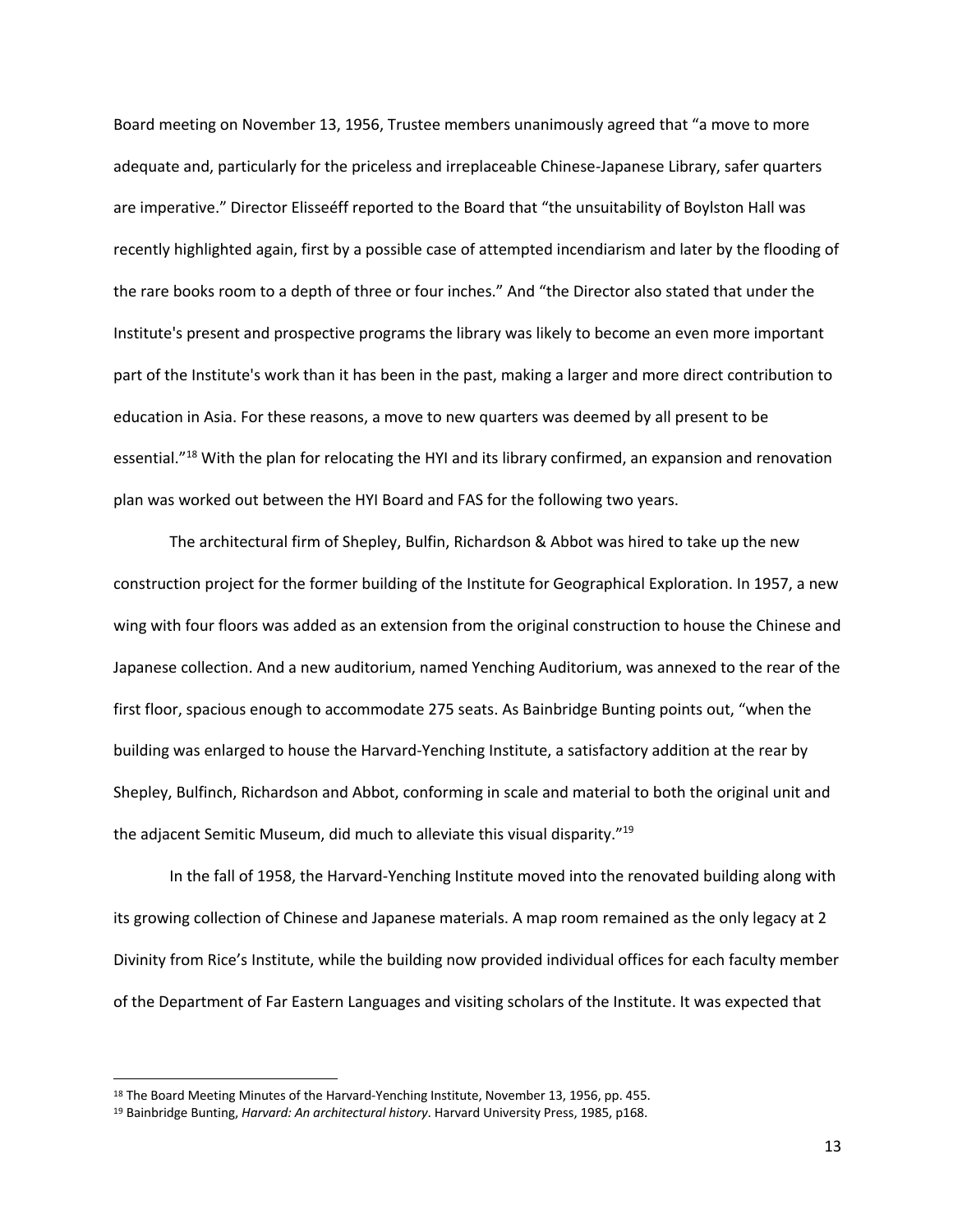Board meeting on November 13, 1956, Trustee members unanimously agreed that "a move to more adequate and, particularly for the priceless and irreplaceable Chinese-Japanese Library, safer quarters are imperative." Director Elisseéff reported to the Board that "the unsuitability of Boylston Hall was recently highlighted again, first by a possible case of attempted incendiarism and later by the flooding of the rare books room to a depth of three or four inches." And "the Director also stated that under the Institute's present and prospective programs the library was likely to become an even more important part of the Institute's work than it has been in the past, making a larger and more direct contribution to education in Asia. For these reasons, a move to new quarters was deemed by all present to be essential."[18] With the plan for relocating the HYI and its library confirmed, an expansion and renovation plan was worked out between the HYI Board and FAS for the following two years.

The architectural firm of Shepley, Bulfin, Richardson & Abbot was hired to take up the new construction project for the former building of the Institute for Geographical Exploration. In 1957, a new wing with four floors was added as an extension from the original construction to house the Chinese and Japanese collection. And a new auditorium, named Yenching Auditorium, was annexed to the rear of the first floor, spacious enough to accommodate 275 seats. As Bainbridge Bunting points out, "when the building was enlarged to house the Harvard-Yenching Institute, a satisfactory addition at the rear by Shepley, Bulfinch, Richardson and Abbot, conforming in scale and material to both the original unit and the adjacent Semitic Museum, did much to alleviate this visual disparity."[19]

In the fall of 1958, the Harvard-Yenching Institute moved into the renovated building along with its growing collection of Chinese and Japanese materials. A map room remained as the only legacy at 2 Divinity from Rice's Institute, while the building now provided individual offices for each faculty member of the Department of Far Eastern Languages and visiting scholars of the Institute. It was expected that

---

[18] The Board Meeting Minutes of the Harvard-Yenching Institute, November 13, 1956, pp. 455.

[19] Bainbridge Bunting, *Harvard: An architectural history*. Harvard University Press, 1985, p168.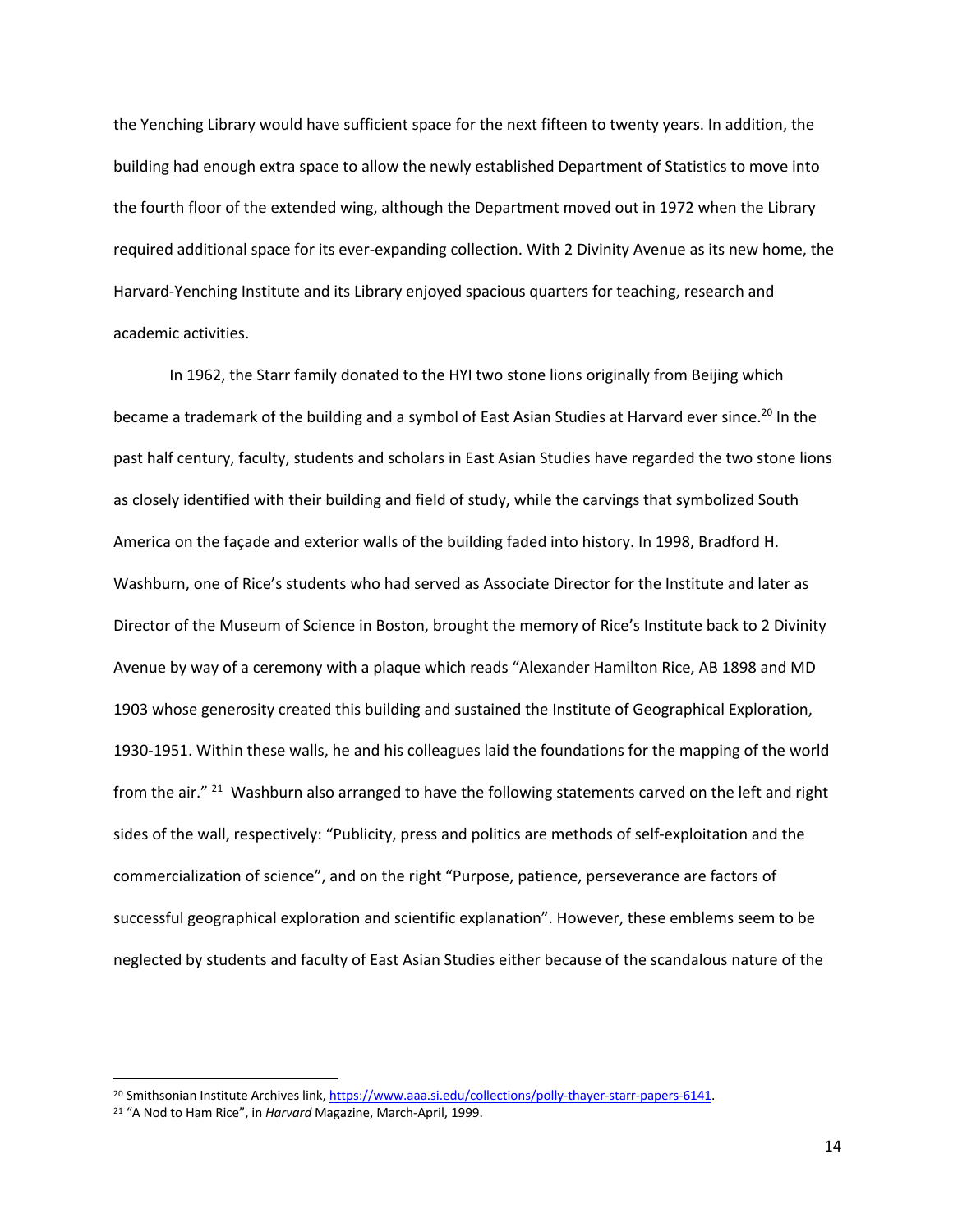the Yenching Library would have sufficient space for the next fifteen to twenty years. In addition, the building had enough extra space to allow the newly established Department of Statistics to move into the fourth floor of the extended wing, although the Department moved out in 1972 when the Library required additional space for its ever-expanding collection. With 2 Divinity Avenue as its new home, the Harvard-Yenching Institute and its Library enjoyed spacious quarters for teaching, research and academic activities.

In 1962, the Starr family donated to the HYI two stone lions originally from Beijing which became a trademark of the building and a symbol of East Asian Studies at Harvard ever since.[20] In the past half century, faculty, students and scholars in East Asian Studies have regarded the two stone lions as closely identified with their building and field of study, while the carvings that symbolized South America on the façade and exterior walls of the building faded into history. In 1998, Bradford H. Washburn, one of Rice's students who had served as Associate Director for the Institute and later as Director of the Museum of Science in Boston, brought the memory of Rice's Institute back to 2 Divinity Avenue by way of a ceremony with a plaque which reads "Alexander Hamilton Rice, AB 1898 and MD 1903 whose generosity created this building and sustained the Institute of Geographical Exploration, 1930-1951. Within these walls, he and his colleagues laid the foundations for the mapping of the world from the air." [21] Washburn also arranged to have the following statements carved on the left and right sides of the wall, respectively: "Publicity, press and politics are methods of self-exploitation and the commercialization of science", and on the right "Purpose, patience, perseverance are factors of successful geographical exploration and scientific explanation". However, these emblems seem to be neglected by students and faculty of East Asian Studies either because of the scandalous nature of the

---

[20] Smithsonian Institute Archives link, https://www.aaa.si.edu/collections/polly-thayer-starr-papers-6141.

[21] "A Nod to Ham Rice", in *Harvard* Magazine, March-April, 1999.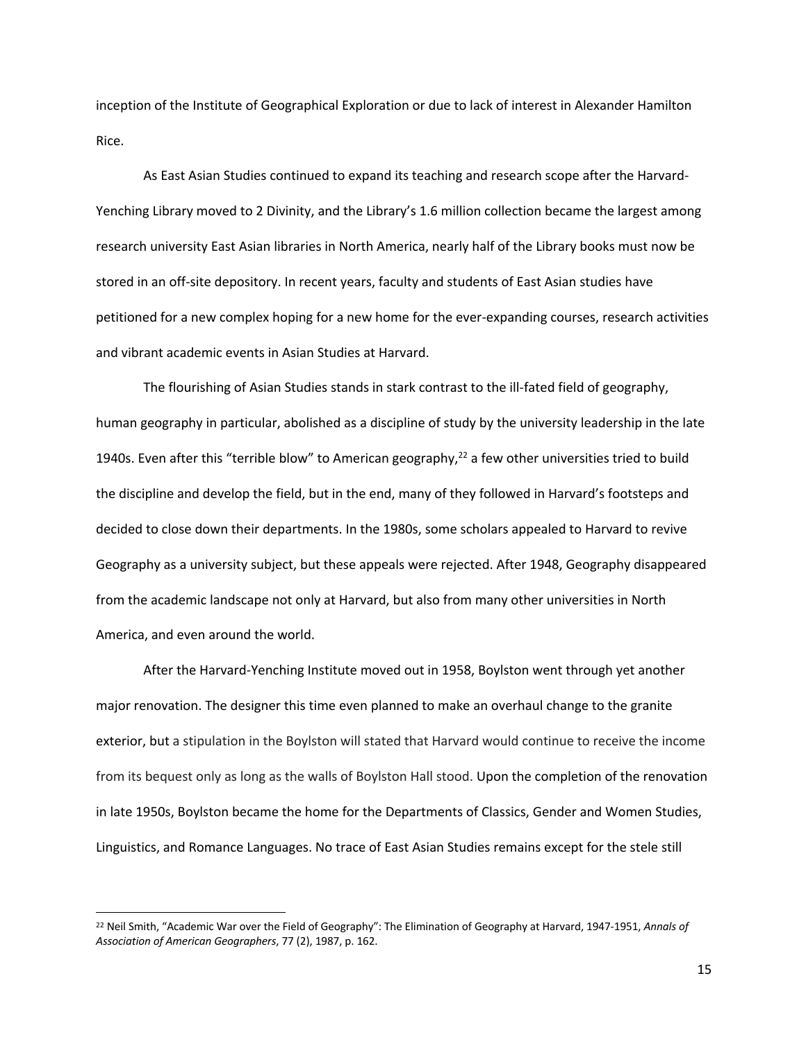inception of the Institute of Geographical Exploration or due to lack of interest in Alexander Hamilton Rice.

As East Asian Studies continued to expand its teaching and research scope after the Harvard-Yenching Library moved to 2 Divinity, and the Library's 1.6 million collection became the largest among research university East Asian libraries in North America, nearly half of the Library books must now be stored in an off-site depository. In recent years, faculty and students of East Asian studies have petitioned for a new complex hoping for a new home for the ever-expanding courses, research activities and vibrant academic events in Asian Studies at Harvard.

The flourishing of Asian Studies stands in stark contrast to the ill-fated field of geography, human geography in particular, abolished as a discipline of study by the university leadership in the late 1940s. Even after this "terrible blow" to American geography,[22] a few other universities tried to build the discipline and develop the field, but in the end, many of they followed in Harvard's footsteps and decided to close down their departments. In the 1980s, some scholars appealed to Harvard to revive Geography as a university subject, but these appeals were rejected. After 1948, Geography disappeared from the academic landscape not only at Harvard, but also from many other universities in North America, and even around the world.

After the Harvard-Yenching Institute moved out in 1958, Boylston went through yet another major renovation. The designer this time even planned to make an overhaul change to the granite exterior, but a stipulation in the Boylston will stated that Harvard would continue to receive the income from its bequest only as long as the walls of Boylston Hall stood. Upon the completion of the renovation in late 1950s, Boylston became the home for the Departments of Classics, Gender and Women Studies, Linguistics, and Romance Languages. No trace of East Asian Studies remains except for the stele still

[22] Neil Smith, "Academic War over the Field of Geography": The Elimination of Geography at Harvard, 1947-1951, *Annals of Association of American Geographers*, 77 (2), 1987, p. 162.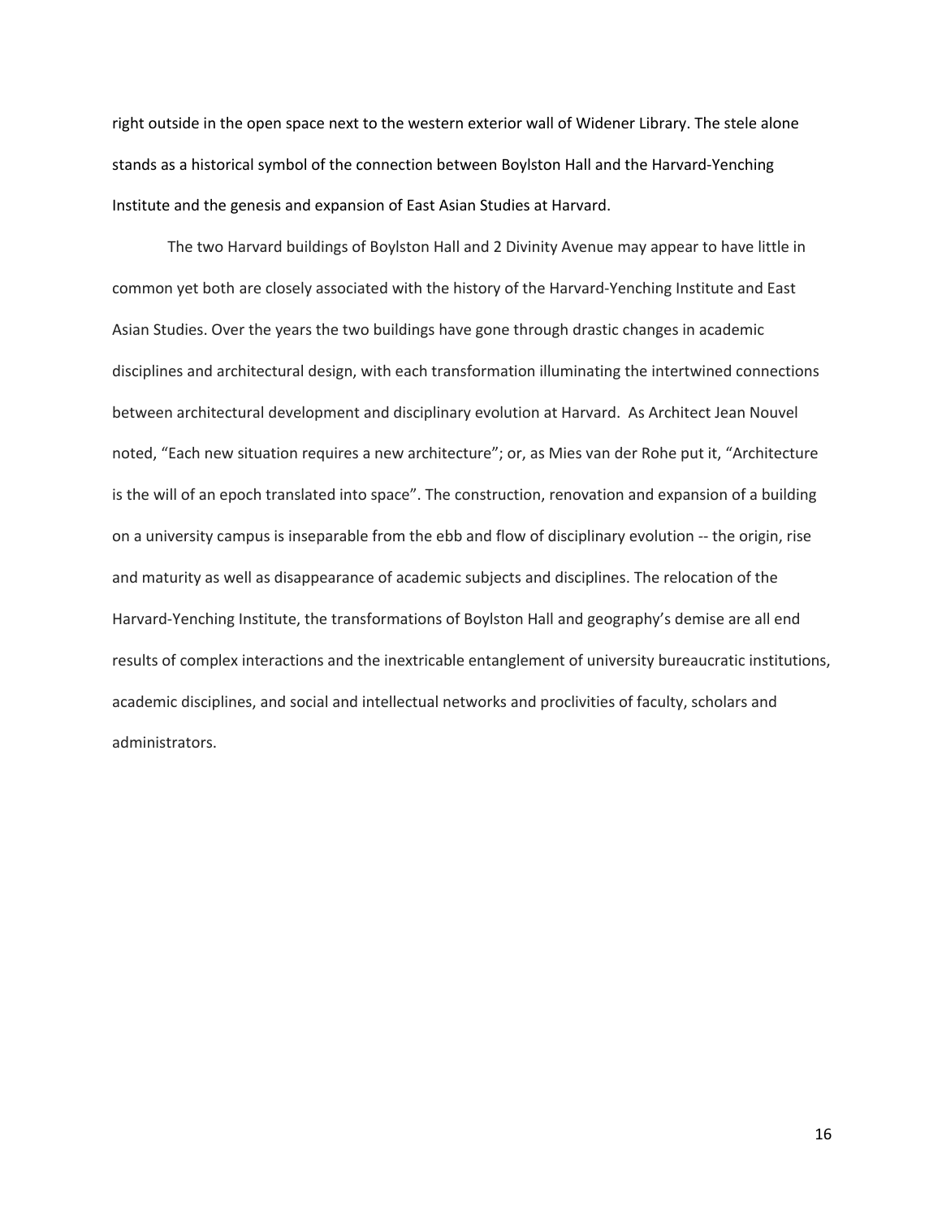right outside in the open space next to the western exterior wall of Widener Library. The stele alone stands as a historical symbol of the connection between Boylston Hall and the Harvard-Yenching Institute and the genesis and expansion of East Asian Studies at Harvard.

The two Harvard buildings of Boylston Hall and 2 Divinity Avenue may appear to have little in common yet both are closely associated with the history of the Harvard-Yenching Institute and East Asian Studies. Over the years the two buildings have gone through drastic changes in academic disciplines and architectural design, with each transformation illuminating the intertwined connections between architectural development and disciplinary evolution at Harvard. As Architect Jean Nouvel noted, "Each new situation requires a new architecture"; or, as Mies van der Rohe put it, "Architecture is the will of an epoch translated into space". The construction, renovation and expansion of a building on a university campus is inseparable from the ebb and flow of disciplinary evolution -- the origin, rise and maturity as well as disappearance of academic subjects and disciplines. The relocation of the Harvard-Yenching Institute, the transformations of Boylston Hall and geography's demise are all end results of complex interactions and the inextricable entanglement of university bureaucratic institutions, academic disciplines, and social and intellectual networks and proclivities of faculty, scholars and administrators.